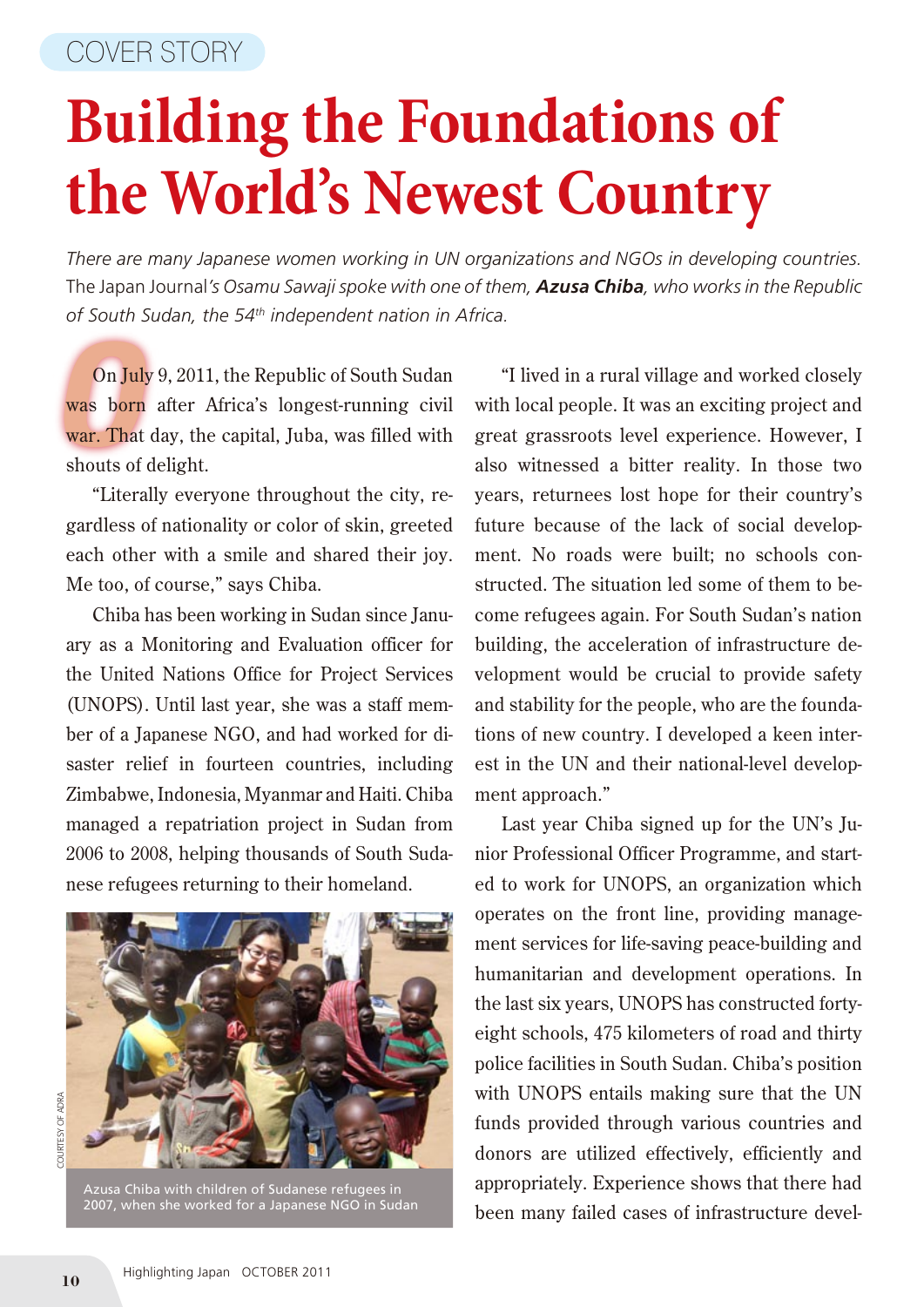COVER STORY

# Building the Foundations of the World's Newest Country

*There are many Japanese women working in UN organizations and NGOs in developing countries.* The Japan Journal*'s Osamu Sawaji spoke with one of them,* ***Azusa Chiba****, who works in the Republic of South Sudan, the 54th independent nation in Africa.*

On July 9, 2011, the Republic of South Sudan was born after Africa's longest-running civil war. That day, the capital, Juba, was filled with shouts of delight.

"Literally everyone throughout the city, regardless of nationality or color of skin, greeted each other with a smile and shared their joy. Me too, of course," says Chiba.

Chiba has been working in Sudan since January as a Monitoring and Evaluation officer for the United Nations Office for Project Services (UNOPS). Until last year, she was a staff member of a Japanese NGO, and had worked for disaster relief in fourteen countries, including Zimbabwe, Indonesia, Myanmar and Haiti. Chiba managed a repatriation project in Sudan from 2006 to 2008, helping thousands of South Sudanese refugees returning to their homeland.

COURTESY OF ADRA

Azusa Chiba with children of Sudanese refugees in 2007, when she worked for a Japanese NGO in Sudan

"I lived in a rural village and worked closely with local people. It was an exciting project and great grassroots level experience. However, I also witnessed a bitter reality. In those two years, returnees lost hope for their country's future because of the lack of social development. No roads were built; no schools constructed. The situation led some of them to become refugees again. For South Sudan's nation building, the acceleration of infrastructure development would be crucial to provide safety and stability for the people, who are the foundations of new country. I developed a keen interest in the UN and their national-level development approach."

Last year Chiba signed up for the UN's Junior Professional Officer Programme, and started to work for UNOPS, an organization which operates on the front line, providing management services for life-saving peace-building and humanitarian and development operations. In the last six years, UNOPS has constructed forty-eight schools, 475 kilometers of road and thirty police facilities in South Sudan. Chiba's position with UNOPS entails making sure that the UN funds provided through various countries and donors are utilized effectively, efficiently and appropriately. Experience shows that there had been many failed cases of infrastructure devel-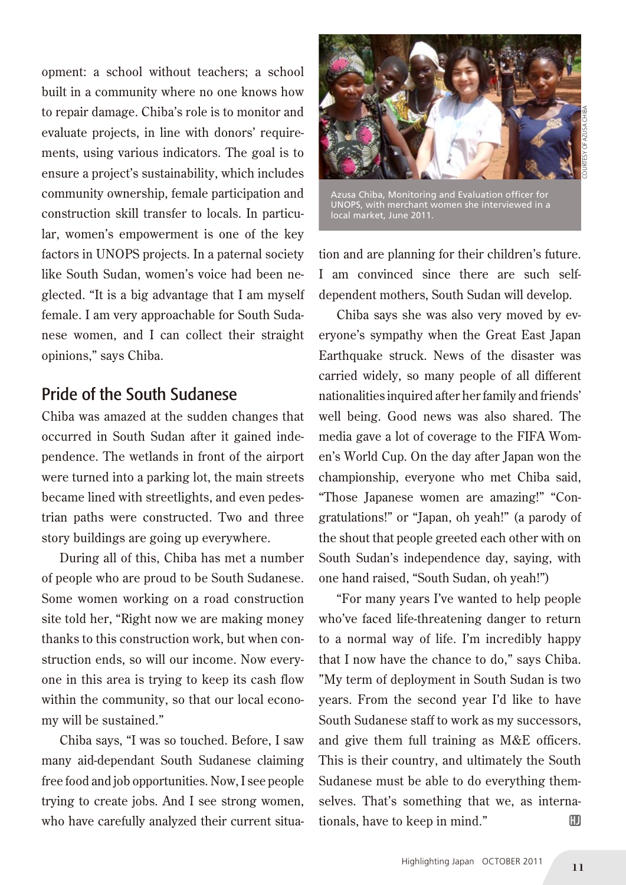opment: a school without teachers; a school built in a community where no one knows how to repair damage. Chiba's role is to monitor and evaluate projects, in line with donors' requirements, using various indicators. The goal is to ensure a project's sustainability, which includes community ownership, female participation and construction skill transfer to locals. In particular, women's empowerment is one of the key factors in UNOPS projects. In a paternal society like South Sudan, women's voice had been neglected. "It is a big advantage that I am myself female. I am very approachable for South Sudanese women, and I can collect their straight opinions," says Chiba.

## Pride of the South Sudanese

Chiba was amazed at the sudden changes that occurred in South Sudan after it gained independence. The wetlands in front of the airport were turned into a parking lot, the main streets became lined with streetlights, and even pedestrian paths were constructed. Two and three story buildings are going up everywhere.

During all of this, Chiba has met a number of people who are proud to be South Sudanese. Some women working on a road construction site told her, "Right now we are making money thanks to this construction work, but when construction ends, so will our income. Now everyone in this area is trying to keep its cash flow within the community, so that our local economy will be sustained."

Chiba says, "I was so touched. Before, I saw many aid-dependant South Sudanese claiming free food and job opportunities. Now, I see people trying to create jobs. And I see strong women, who have carefully analyzed their current situation and are planning for their children's future. I am convinced since there are such self-dependent mothers, South Sudan will develop.

COURTESY OF AZUSA CHIBA

Azusa Chiba, Monitoring and Evaluation officer for UNOPS, with merchant women she interviewed in a local market, June 2011.

Chiba says she was also very moved by everyone's sympathy when the Great East Japan Earthquake struck. News of the disaster was carried widely, so many people of all different nationalities inquired after her family and friends' well being. Good news was also shared. The media gave a lot of coverage to the FIFA Women's World Cup. On the day after Japan won the championship, everyone who met Chiba said, "Those Japanese women are amazing!" "Congratulations!" or "Japan, oh yeah!" (a parody of the shout that people greeted each other with on South Sudan's independence day, saying, with one hand raised, "South Sudan, oh yeah!")

"For many years I've wanted to help people who've faced life-threatening danger to return to a normal way of life. I'm incredibly happy that I now have the chance to do," says Chiba. "My term of deployment in South Sudan is two years. From the second year I'd like to have South Sudanese staff to work as my successors, and give them full training as M&E officers. This is their country, and ultimately the South Sudanese must be able to do everything themselves. That's something that we, as internationals, have to keep in mind." HJ